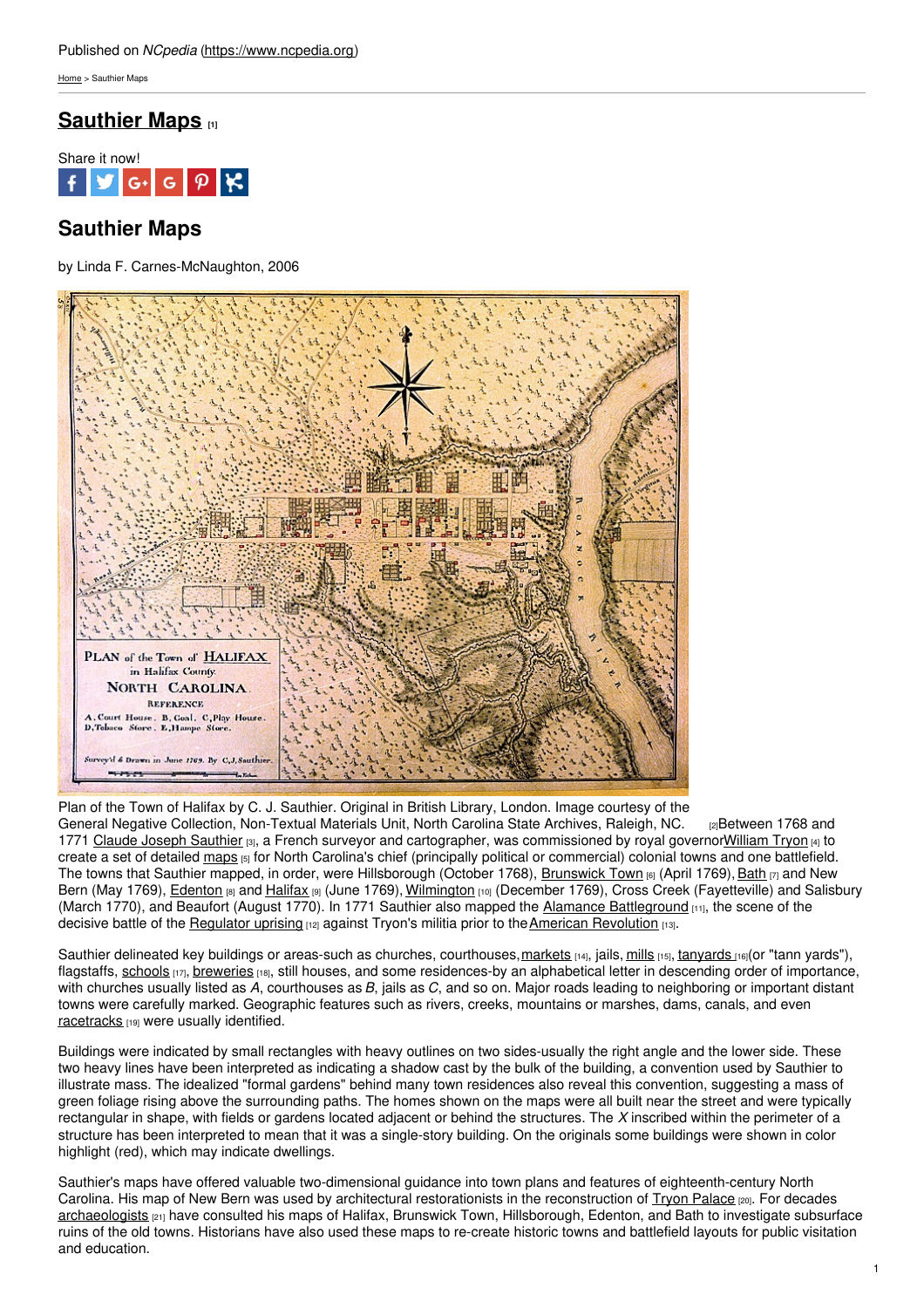Published on *NCpedia* (https://www.ncpedia.org)

Home > Sauthier Maps

# Sauthier Maps [1]

Share it now!

## Sauthier Maps

by Linda F. Carnes-McNaughton, 2006

Plan of the Town of Halifax by C. J. Sauthier. Original in British Library, London. Image courtesy of the General Negative Collection, Non-Textual Materials Unit, North Carolina State Archives, Raleigh, NC. [2]

Between 1768 and 1771 Claude Joseph Sauthier [3], a French surveyor and cartographer, was commissioned by royal governor William Tryon [4] to create a set of detailed maps [5] for North Carolina's chief (principally political or commercial) colonial towns and one battlefield. The towns that Sauthier mapped, in order, were Hillsborough (October 1768), Brunswick Town [6] (April 1769), Bath [7] and New Bern (May 1769), Edenton [8] and Halifax [9] (June 1769), Wilmington [10] (December 1769), Cross Creek (Fayetteville) and Salisbury (March 1770), and Beaufort (August 1770). In 1771 Sauthier also mapped the Alamance Battleground [11], the scene of the decisive battle of the Regulator uprising [12] against Tryon's militia prior to the American Revolution [13].

Sauthier delineated key buildings or areas-such as churches, courthouses, markets [14], jails, mills [15], tanyards [16](or "tann yards"), flagstaffs, schools [17], breweries [18], still houses, and some residences-by an alphabetical letter in descending order of importance, with churches usually listed as *A*, courthouses as *B*, jails as *C*, and so on. Major roads leading to neighboring or important distant towns were carefully marked. Geographic features such as rivers, creeks, mountains or marshes, dams, canals, and even racetracks [19] were usually identified.

Buildings were indicated by small rectangles with heavy outlines on two sides-usually the right angle and the lower side. These two heavy lines have been interpreted as indicating a shadow cast by the bulk of the building, a convention used by Sauthier to illustrate mass. The idealized "formal gardens" behind many town residences also reveal this convention, suggesting a mass of green foliage rising above the surrounding paths. The homes shown on the maps were all built near the street and were typically rectangular in shape, with fields or gardens located adjacent or behind the structures. The *X* inscribed within the perimeter of a structure has been interpreted to mean that it was a single-story building. On the originals some buildings were shown in color highlight (red), which may indicate dwellings.

Sauthier's maps have offered valuable two-dimensional guidance into town plans and features of eighteenth-century North Carolina. His map of New Bern was used by architectural restorationists in the reconstruction of Tryon Palace [20]. For decades archaeologists [21] have consulted his maps of Halifax, Brunswick Town, Hillsborough, Edenton, and Bath to investigate subsurface ruins of the old towns. Historians have also used these maps to re-create historic towns and battlefield layouts for public visitation and education.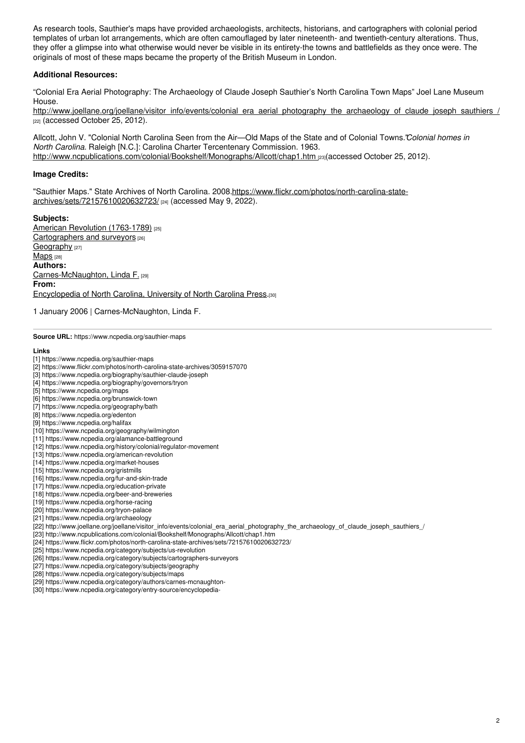As research tools, Sauthier's maps have provided archaeologists, architects, historians, and cartographers with colonial period templates of urban lot arrangements, which are often camouflaged by later nineteenth- and twentieth-century alterations. Thus, they offer a glimpse into what otherwise would never be visible in its entirety-the towns and battlefields as they once were. The originals of most of these maps became the property of the British Museum in London.

### Additional Resources:

"Colonial Era Aerial Photography: The Archaeology of Claude Joseph Sauthier's North Carolina Town Maps" Joel Lane Museum House.
http://www.joellane.org/joellane/visitor_info/events/colonial_era_aerial_photography_the_archaeology_of_claude_joseph_sauthiers_/ [22] (accessed October 25, 2012).

Allcott, John V. "Colonial North Carolina Seen from the Air—Old Maps of the State and of Colonial Towns."*Colonial homes in North Carolina*. Raleigh [N.C.]: Carolina Charter Tercentenary Commission. 1963.
http://www.ncpublications.com/colonial/Bookshelf/Monographs/Allcott/chap1.htm [23](accessed October 25, 2012).

### Image Credits:

"Sauthier Maps." State Archives of North Carolina. 2008.https://www.flickr.com/photos/north-carolina-state-archives/sets/72157610020632723/ [24] (accessed May 9, 2022).

**Subjects:**
American Revolution (1763-1789) [25]
Cartographers and surveyors [26]
Geography [27]
Maps [28]
**Authors:**
Carnes-McNaughton, Linda F. [29]
**From:**
Encyclopedia of North Carolina, University of North Carolina Press.[30]

1 January 2006 | Carnes-McNaughton, Linda F.

---

**Source URL:** https://www.ncpedia.org/sauthier-maps

**Links**
[1] https://www.ncpedia.org/sauthier-maps
[2] https://www.flickr.com/photos/north-carolina-state-archives/3059157070
[3] https://www.ncpedia.org/biography/sauthier-claude-joseph
[4] https://www.ncpedia.org/biography/governors/tryon
[5] https://www.ncpedia.org/maps
[6] https://www.ncpedia.org/brunswick-town
[7] https://www.ncpedia.org/geography/bath
[8] https://www.ncpedia.org/edenton
[9] https://www.ncpedia.org/halifax
[10] https://www.ncpedia.org/geography/wilmington
[11] https://www.ncpedia.org/alamance-battleground
[12] https://www.ncpedia.org/history/colonial/regulator-movement
[13] https://www.ncpedia.org/american-revolution
[14] https://www.ncpedia.org/market-houses
[15] https://www.ncpedia.org/gristmills
[16] https://www.ncpedia.org/fur-and-skin-trade
[17] https://www.ncpedia.org/education-private
[18] https://www.ncpedia.org/beer-and-breweries
[19] https://www.ncpedia.org/horse-racing
[20] https://www.ncpedia.org/tryon-palace
[21] https://www.ncpedia.org/archaeology
[22] http://www.joellane.org/joellane/visitor_info/events/colonial_era_aerial_photography_the_archaeology_of_claude_joseph_sauthiers_/
[23] http://www.ncpublications.com/colonial/Bookshelf/Monographs/Allcott/chap1.htm
[24] https://www.flickr.com/photos/north-carolina-state-archives/sets/72157610020632723/
[25] https://www.ncpedia.org/category/subjects/us-revolution
[26] https://www.ncpedia.org/category/subjects/cartographers-surveyors
[27] https://www.ncpedia.org/category/subjects/geography
[28] https://www.ncpedia.org/category/subjects/maps
[29] https://www.ncpedia.org/category/authors/carnes-mcnaughton-
[30] https://www.ncpedia.org/category/entry-source/encyclopedia-